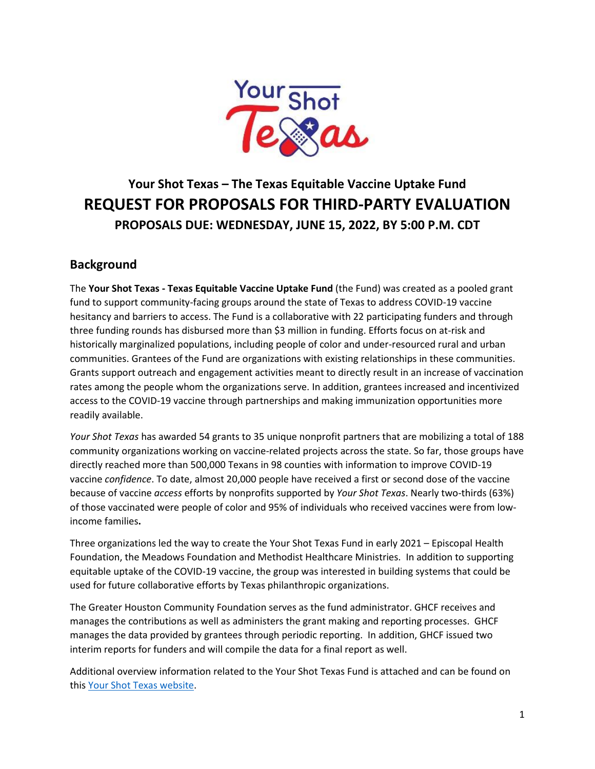# Your Shot Texas – The Texas Equitable Vaccine Uptake Fund

# REQUEST FOR PROPOSALS FOR THIRD-PARTY EVALUATION

### PROPOSALS DUE: WEDNESDAY, JUNE 15, 2022, BY 5:00 P.M. CDT

## Background

The **Your Shot Texas - Texas Equitable Vaccine Uptake Fund** (the Fund) was created as a pooled grant fund to support community-facing groups around the state of Texas to address COVID-19 vaccine hesitancy and barriers to access. The Fund is a collaborative with 22 participating funders and through three funding rounds has disbursed more than $3 million in funding. Efforts focus on at-risk and historically marginalized populations, including people of color and under-resourced rural and urban communities. Grantees of the Fund are organizations with existing relationships in these communities. Grants support outreach and engagement activities meant to directly result in an increase of vaccination rates among the people whom the organizations serve. In addition, grantees increased and incentivized access to the COVID-19 vaccine through partnerships and making immunization opportunities more readily available.

*Your Shot Texas* has awarded 54 grants to 35 unique nonprofit partners that are mobilizing a total of 188 community organizations working on vaccine-related projects across the state. So far, those groups have directly reached more than 500,000 Texans in 98 counties with information to improve COVID-19 vaccine *confidence*. To date, almost 20,000 people have received a first or second dose of the vaccine because of vaccine *access* efforts by nonprofits supported by *Your Shot Texas*. Nearly two-thirds (63%) of those vaccinated were people of color and 95% of individuals who received vaccines were from low-income families**.**

Three organizations led the way to create the Your Shot Texas Fund in early 2021 – Episcopal Health Foundation, the Meadows Foundation and Methodist Healthcare Ministries. In addition to supporting equitable uptake of the COVID-19 vaccine, the group was interested in building systems that could be used for future collaborative efforts by Texas philanthropic organizations.

The Greater Houston Community Foundation serves as the fund administrator. GHCF receives and manages the contributions as well as administers the grant making and reporting processes. GHCF manages the data provided by grantees through periodic reporting. In addition, GHCF issued two interim reports for funders and will compile the data for a final report as well.

Additional overview information related to the Your Shot Texas Fund is attached and can be found on this [Your Shot Texas website](Your Shot Texas website).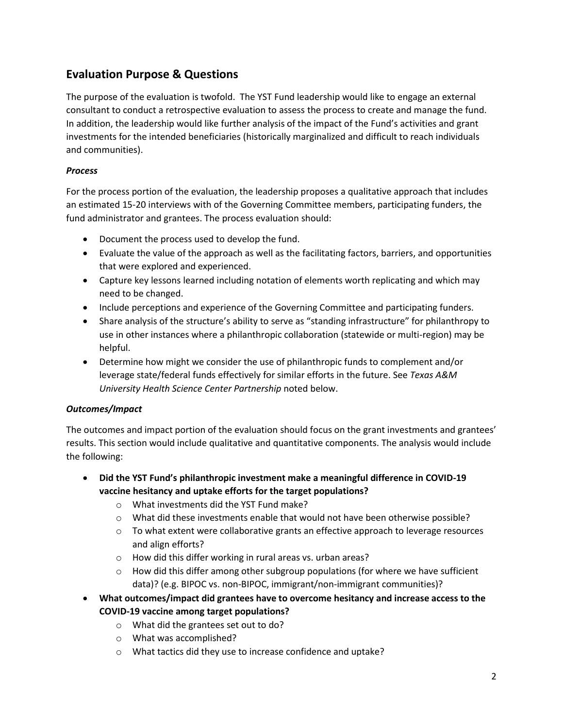## Evaluation Purpose & Questions

The purpose of the evaluation is twofold. The YST Fund leadership would like to engage an external consultant to conduct a retrospective evaluation to assess the process to create and manage the fund. In addition, the leadership would like further analysis of the impact of the Fund's activities and grant investments for the intended beneficiaries (historically marginalized and difficult to reach individuals and communities).

### *Process*

For the process portion of the evaluation, the leadership proposes a qualitative approach that includes an estimated 15-20 interviews with of the Governing Committee members, participating funders, the fund administrator and grantees. The process evaluation should:

- Document the process used to develop the fund.
- Evaluate the value of the approach as well as the facilitating factors, barriers, and opportunities that were explored and experienced.
- Capture key lessons learned including notation of elements worth replicating and which may need to be changed.
- Include perceptions and experience of the Governing Committee and participating funders.
- Share analysis of the structure's ability to serve as "standing infrastructure" for philanthropy to use in other instances where a philanthropic collaboration (statewide or multi-region) may be helpful.
- Determine how might we consider the use of philanthropic funds to complement and/or leverage state/federal funds effectively for similar efforts in the future. See *Texas A&M University Health Science Center Partnership* noted below.

### *Outcomes/Impact*

The outcomes and impact portion of the evaluation should focus on the grant investments and grantees' results. This section would include qualitative and quantitative components. The analysis would include the following:

- **Did the YST Fund's philanthropic investment make a meaningful difference in COVID-19 vaccine hesitancy and uptake efforts for the target populations?**
  - What investments did the YST Fund make?
  - What did these investments enable that would not have been otherwise possible?
  - To what extent were collaborative grants an effective approach to leverage resources and align efforts?
  - How did this differ working in rural areas vs. urban areas?
  - How did this differ among other subgroup populations (for where we have sufficient data)? (e.g. BIPOC vs. non-BIPOC, immigrant/non-immigrant communities)?
- **What outcomes/impact did grantees have to overcome hesitancy and increase access to the COVID-19 vaccine among target populations?**
  - What did the grantees set out to do?
  - What was accomplished?
  - What tactics did they use to increase confidence and uptake?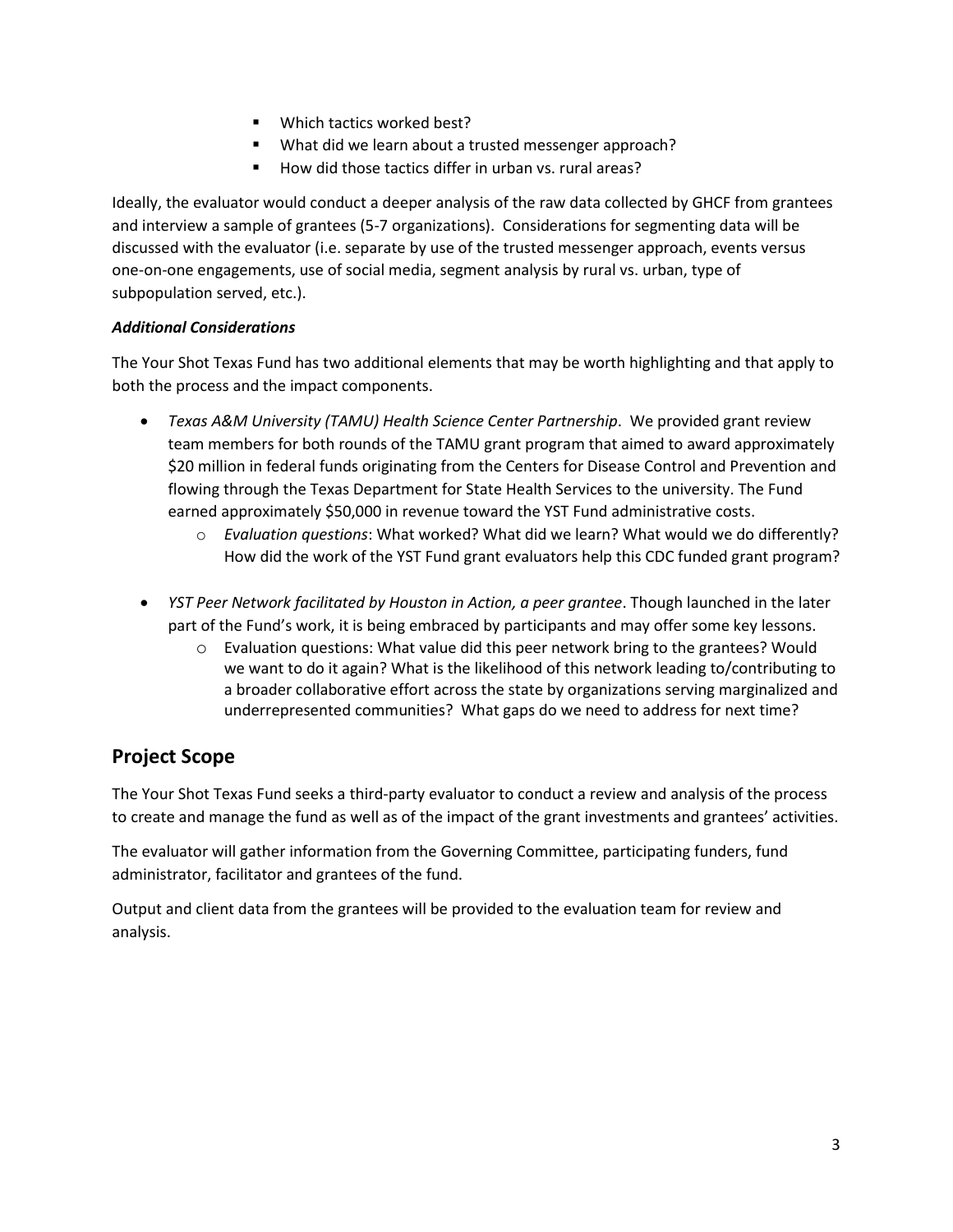- Which tactics worked best?
- What did we learn about a trusted messenger approach?
- How did those tactics differ in urban vs. rural areas?

Ideally, the evaluator would conduct a deeper analysis of the raw data collected by GHCF from grantees and interview a sample of grantees (5-7 organizations). Considerations for segmenting data will be discussed with the evaluator (i.e. separate by use of the trusted messenger approach, events versus one-on-one engagements, use of social media, segment analysis by rural vs. urban, type of subpopulation served, etc.).

***Additional Considerations***

The Your Shot Texas Fund has two additional elements that may be worth highlighting and that apply to both the process and the impact components.

- *Texas A&M University (TAMU) Health Science Center Partnership*. We provided grant review team members for both rounds of the TAMU grant program that aimed to award approximately $20 million in federal funds originating from the Centers for Disease Control and Prevention and flowing through the Texas Department for State Health Services to the university. The Fund earned approximately $50,000 in revenue toward the YST Fund administrative costs.
  - *Evaluation questions*: What worked? What did we learn? What would we do differently? How did the work of the YST Fund grant evaluators help this CDC funded grant program?

- *YST Peer Network facilitated by Houston in Action, a peer grantee*. Though launched in the later part of the Fund's work, it is being embraced by participants and may offer some key lessons.
  - Evaluation questions: What value did this peer network bring to the grantees? Would we want to do it again? What is the likelihood of this network leading to/contributing to a broader collaborative effort across the state by organizations serving marginalized and underrepresented communities? What gaps do we need to address for next time?

## Project Scope

The Your Shot Texas Fund seeks a third-party evaluator to conduct a review and analysis of the process to create and manage the fund as well as of the impact of the grant investments and grantees' activities.

The evaluator will gather information from the Governing Committee, participating funders, fund administrator, facilitator and grantees of the fund.

Output and client data from the grantees will be provided to the evaluation team for review and analysis.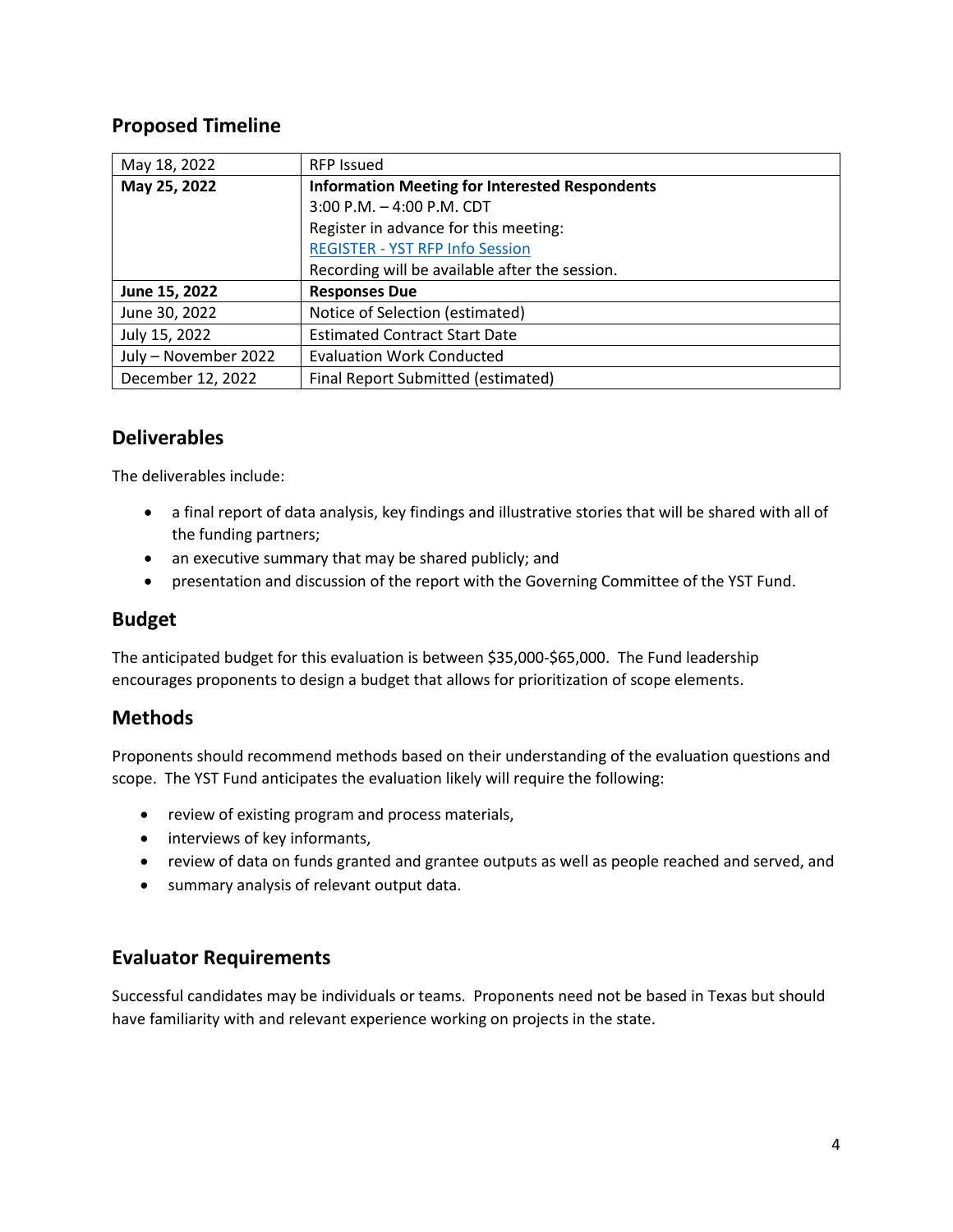## Proposed Timeline

| | |
|---|---|
| May 18, 2022 | RFP Issued |
| **May 25, 2022** | **Information Meeting for Interested Respondents**<br>3:00 P.M. – 4:00 P.M. CDT<br>Register in advance for this meeting:<br>[REGISTER - YST RFP Info Session]()<br>Recording will be available after the session. |
| **June 15, 2022** | **Responses Due** |
| June 30, 2022 | Notice of Selection (estimated) |
| July 15, 2022 | Estimated Contract Start Date |
| July – November 2022 | Evaluation Work Conducted |
| December 12, 2022 | Final Report Submitted (estimated) |

## Deliverables

The deliverables include:

- a final report of data analysis, key findings and illustrative stories that will be shared with all of the funding partners;
- an executive summary that may be shared publicly; and
- presentation and discussion of the report with the Governing Committee of the YST Fund.

## Budget

The anticipated budget for this evaluation is between $35,000-$65,000. The Fund leadership encourages proponents to design a budget that allows for prioritization of scope elements.

## Methods

Proponents should recommend methods based on their understanding of the evaluation questions and scope. The YST Fund anticipates the evaluation likely will require the following:

- review of existing program and process materials,
- interviews of key informants,
- review of data on funds granted and grantee outputs as well as people reached and served, and
- summary analysis of relevant output data.

## Evaluator Requirements

Successful candidates may be individuals or teams. Proponents need not be based in Texas but should have familiarity with and relevant experience working on projects in the state.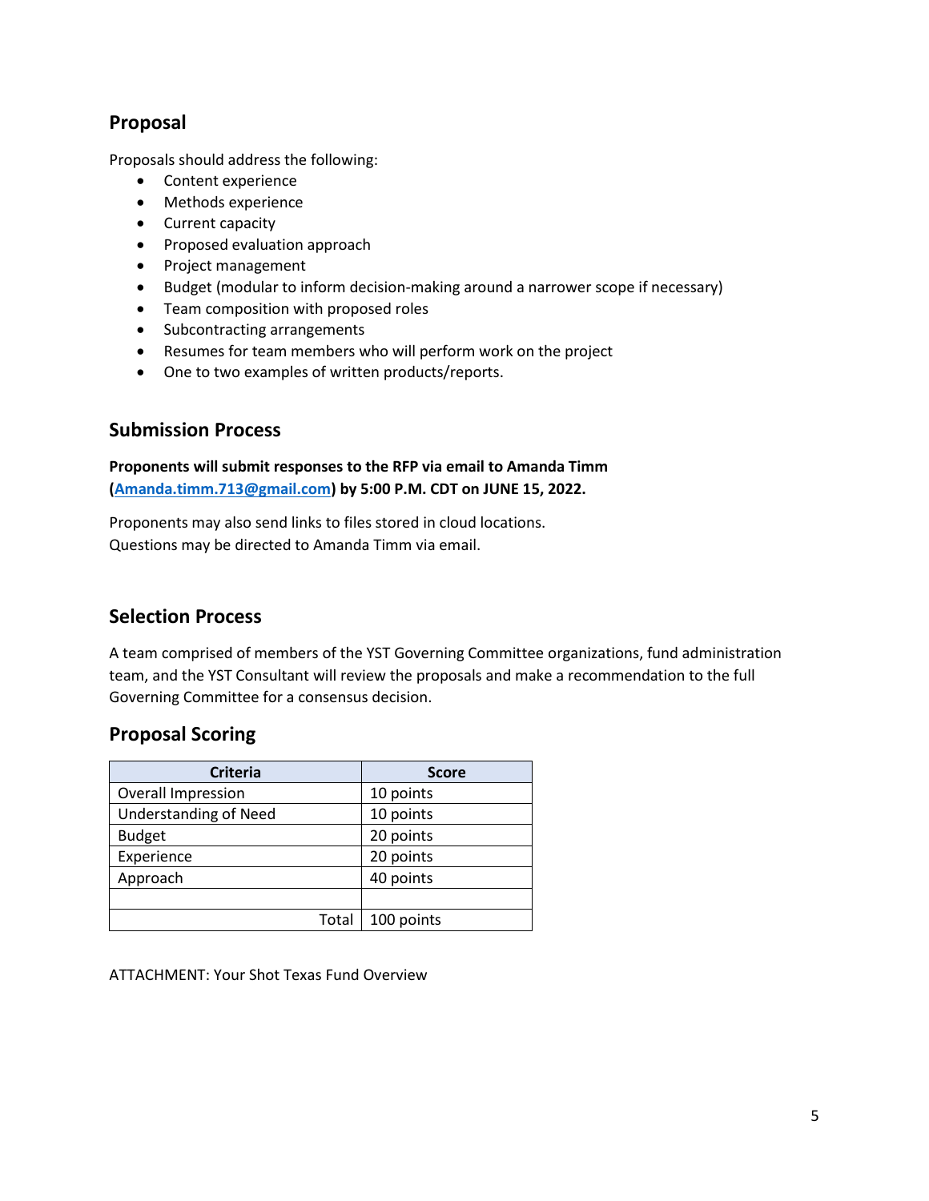## Proposal

Proposals should address the following:

- Content experience
- Methods experience
- Current capacity
- Proposed evaluation approach
- Project management
- Budget (modular to inform decision-making around a narrower scope if necessary)
- Team composition with proposed roles
- Subcontracting arrangements
- Resumes for team members who will perform work on the project
- One to two examples of written products/reports.

## Submission Process

**Proponents will submit responses to the RFP via email to Amanda Timm ([Amanda.timm.713@gmail.com](mailto:Amanda.timm.713@gmail.com)) by 5:00 P.M. CDT on JUNE 15, 2022.**

Proponents may also send links to files stored in cloud locations.
Questions may be directed to Amanda Timm via email.

## Selection Process

A team comprised of members of the YST Governing Committee organizations, fund administration team, and the YST Consultant will review the proposals and make a recommendation to the full Governing Committee for a consensus decision.

## Proposal Scoring

| Criteria | Score |
|---|---|
| Overall Impression | 10 points |
| Understanding of Need | 10 points |
| Budget | 20 points |
| Experience | 20 points |
| Approach | 40 points |
| | |
| Total | 100 points |

ATTACHMENT: Your Shot Texas Fund Overview